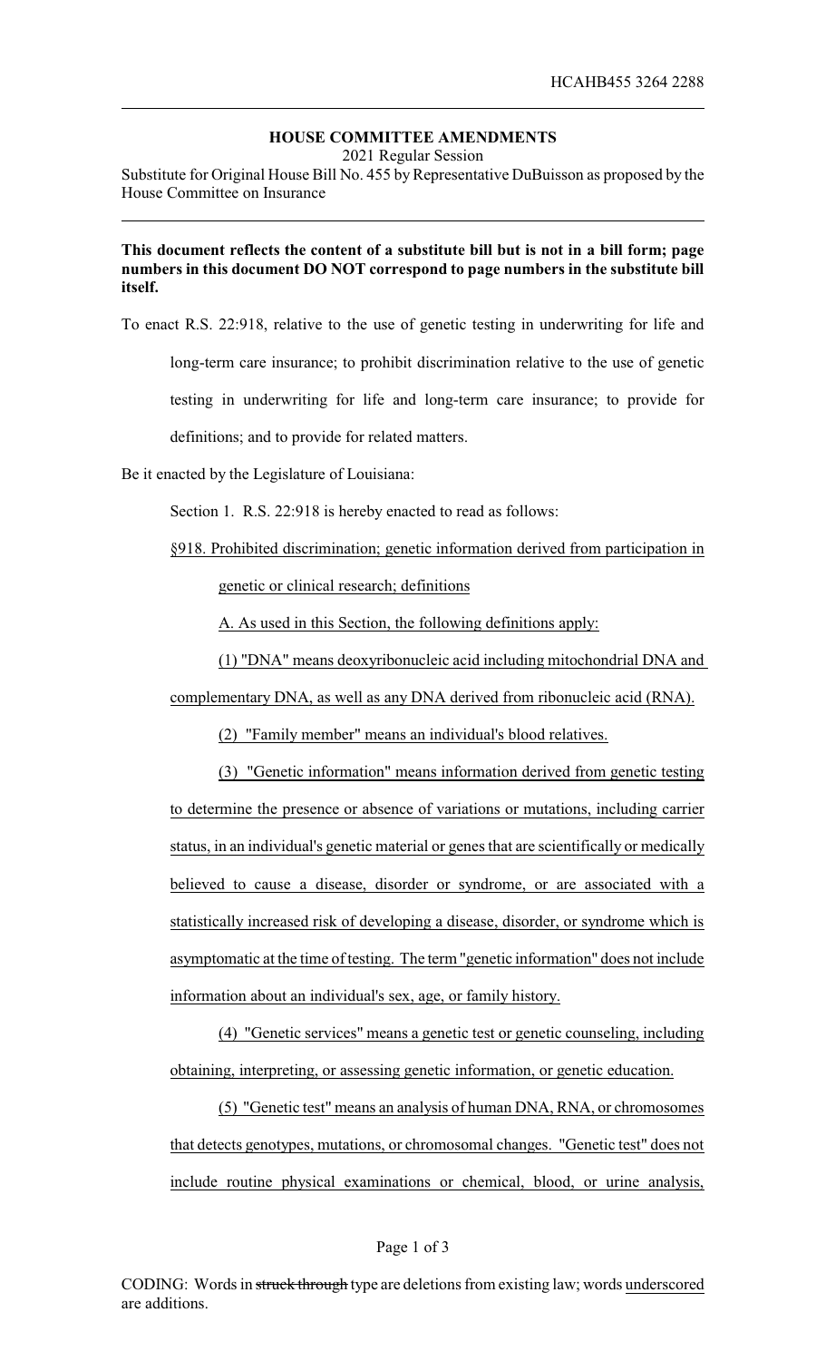**HOUSE COMMITTEE AMENDMENTS**

2021 Regular Session

Substitute for Original House Bill No. 455 by Representative DuBuisson as proposed by the House Committee on Insurance

**This document reflects the content of a substitute bill but is not in a bill form; page numbers in this document DO NOT correspond to page numbers in the substitute bill itself.**

To enact R.S. 22:918, relative to the use of genetic testing in underwriting for life and long-term care insurance; to prohibit discrimination relative to the use of genetic testing in underwriting for life and long-term care insurance; to provide for definitions; and to provide for related matters.

Be it enacted by the Legislature of Louisiana:

Section 1. R.S. 22:918 is hereby enacted to read as follows:

§918. Prohibited discrimination; genetic information derived from participation in genetic or clinical research; definitions

A. As used in this Section, the following definitions apply:

(1) "DNA" means deoxyribonucleic acid including mitochondrial DNA and complementary DNA, as well as any DNA derived from ribonucleic acid (RNA).

(2) "Family member" means an individual's blood relatives.

(3) "Genetic information" means information derived from genetic testing to determine the presence or absence of variations or mutations, including carrier status, in an individual's genetic material or genes that are scientifically or medically believed to cause a disease, disorder or syndrome, or are associated with a statistically increased risk of developing a disease, disorder, or syndrome which is asymptomatic at the time of testing. The term "genetic information" does not include information about an individual's sex, age, or family history.

(4) "Genetic services" means a genetic test or genetic counseling, including obtaining, interpreting, or assessing genetic information, or genetic education.

(5) "Genetic test" means an analysis of human DNA, RNA, or chromosomes that detects genotypes, mutations, or chromosomal changes. "Genetic test" does not include routine physical examinations or chemical, blood, or urine analysis,

CODING: Words in ~~struck through~~ type are deletions from existing law; words underscored are additions.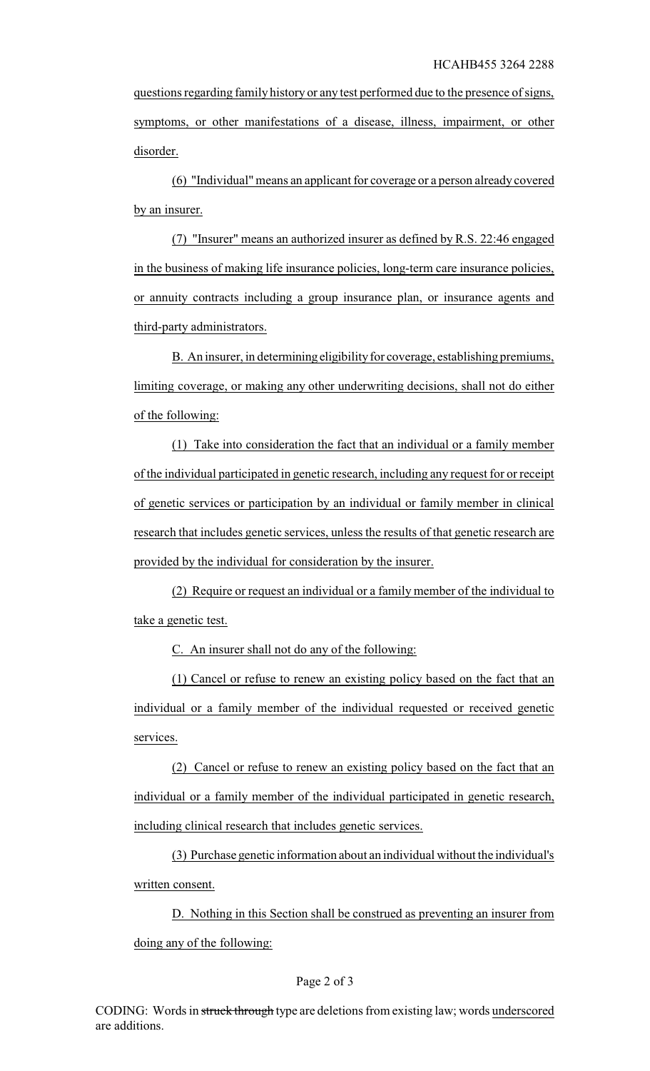questions regarding family history or any test performed due to the presence of signs, symptoms, or other manifestations of a disease, illness, impairment, or other disorder.

(6) "Individual" means an applicant for coverage or a person already covered by an insurer.

(7) "Insurer" means an authorized insurer as defined by R.S. 22:46 engaged in the business of making life insurance policies, long-term care insurance policies, or annuity contracts including a group insurance plan, or insurance agents and third-party administrators.

B. An insurer, in determining eligibility for coverage, establishing premiums, limiting coverage, or making any other underwriting decisions, shall not do either of the following:

(1) Take into consideration the fact that an individual or a family member of the individual participated in genetic research, including any request for or receipt of genetic services or participation by an individual or family member in clinical research that includes genetic services, unless the results of that genetic research are provided by the individual for consideration by the insurer.

(2) Require or request an individual or a family member of the individual to take a genetic test.

C. An insurer shall not do any of the following:

(1) Cancel or refuse to renew an existing policy based on the fact that an individual or a family member of the individual requested or received genetic services.

(2) Cancel or refuse to renew an existing policy based on the fact that an individual or a family member of the individual participated in genetic research, including clinical research that includes genetic services.

(3) Purchase genetic information about an individual without the individual's written consent.

D. Nothing in this Section shall be construed as preventing an insurer from doing any of the following:

CODING: Words in ~~struck through~~ type are deletions from existing law; words underscored are additions.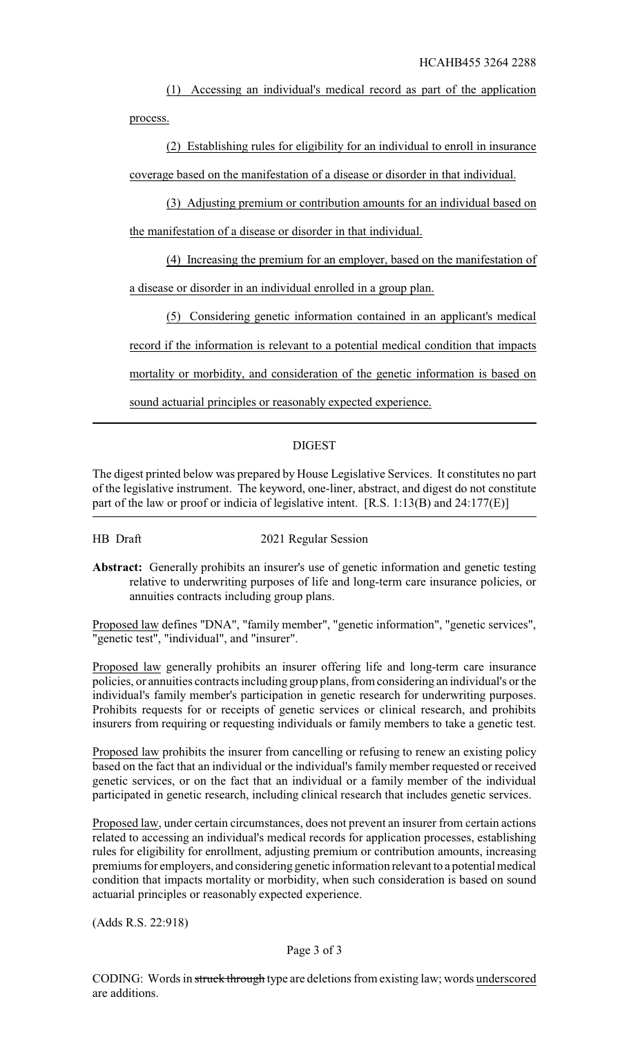(1) Accessing an individual's medical record as part of the application process.

(2) Establishing rules for eligibility for an individual to enroll in insurance coverage based on the manifestation of a disease or disorder in that individual.

(3) Adjusting premium or contribution amounts for an individual based on the manifestation of a disease or disorder in that individual.

(4) Increasing the premium for an employer, based on the manifestation of a disease or disorder in an individual enrolled in a group plan.

(5) Considering genetic information contained in an applicant's medical record if the information is relevant to a potential medical condition that impacts mortality or morbidity, and consideration of the genetic information is based on sound actuarial principles or reasonably expected experience.

---

## DIGEST

The digest printed below was prepared by House Legislative Services. It constitutes no part of the legislative instrument. The keyword, one-liner, abstract, and digest do not constitute part of the law or proof or indicia of legislative intent. [R.S. 1:13(B) and 24:177(E)]

---

HB Draft 2021 Regular Session

**Abstract:** Generally prohibits an insurer's use of genetic information and genetic testing relative to underwriting purposes of life and long-term care insurance policies, or annuities contracts including group plans.

Proposed law defines "DNA", "family member", "genetic information", "genetic services", "genetic test", "individual", and "insurer".

Proposed law generally prohibits an insurer offering life and long-term care insurance policies, or annuities contracts including group plans, from considering an individual's or the individual's family member's participation in genetic research for underwriting purposes. Prohibits requests for or receipts of genetic services or clinical research, and prohibits insurers from requiring or requesting individuals or family members to take a genetic test.

Proposed law prohibits the insurer from cancelling or refusing to renew an existing policy based on the fact that an individual or the individual's family member requested or received genetic services, or on the fact that an individual or a family member of the individual participated in genetic research, including clinical research that includes genetic services.

Proposed law, under certain circumstances, does not prevent an insurer from certain actions related to accessing an individual's medical records for application processes, establishing rules for eligibility for enrollment, adjusting premium or contribution amounts, increasing premiums for employers, and considering genetic information relevant to a potential medical condition that impacts mortality or morbidity, when such consideration is based on sound actuarial principles or reasonably expected experience.

(Adds R.S. 22:918)

CODING: Words in ~~struck through~~ type are deletions from existing law; words underscored are additions.